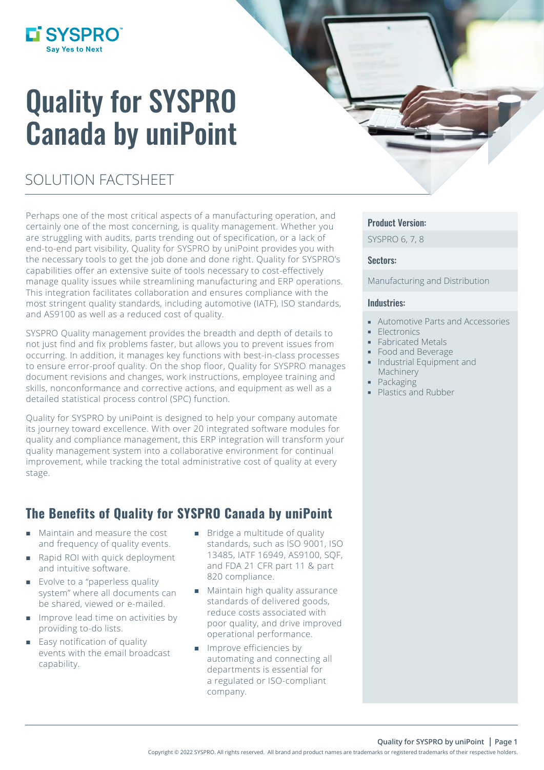SYSPRO
Say Yes to Next

# Quality for SYSPRO Canada by uniPoint

## SOLUTION FACTSHEET

Perhaps one of the most critical aspects of a manufacturing operation, and certainly one of the most concerning, is quality management. Whether you are struggling with audits, parts trending out of specification, or a lack of end-to-end part visibility, Quality for SYSPRO by uniPoint provides you with the necessary tools to get the job done and done right. Quality for SYSPRO's capabilities offer an extensive suite of tools necessary to cost-effectively manage quality issues while streamlining manufacturing and ERP operations. This integration facilitates collaboration and ensures compliance with the most stringent quality standards, including automotive (IATF), ISO standards, and AS9100 as well as a reduced cost of quality.

SYSPRO Quality management provides the breadth and depth of details to not just find and fix problems faster, but allows you to prevent issues from occurring. In addition, it manages key functions with best-in-class processes to ensure error-proof quality. On the shop floor, Quality for SYSPRO manages document revisions and changes, work instructions, employee training and skills, nonconformance and corrective actions, and equipment as well as a detailed statistical process control (SPC) function.

Quality for SYSPRO by uniPoint is designed to help your company automate its journey toward excellence. With over 20 integrated software modules for quality and compliance management, this ERP integration will transform your quality management system into a collaborative environment for continual improvement, while tracking the total administrative cost of quality at every stage.

**Product Version:**

SYSPRO 6, 7, 8

**Sectors:**

Manufacturing and Distribution

**Industries:**

- Automotive Parts and Accessories
- Electronics
- Fabricated Metals
- Food and Beverage
- Industrial Equipment and Machinery
- Packaging
- Plastics and Rubber

## The Benefits of Quality for SYSPRO Canada by uniPoint

- Maintain and measure the cost and frequency of quality events.
- Rapid ROI with quick deployment and intuitive software.
- Evolve to a "paperless quality system" where all documents can be shared, viewed or e-mailed.
- Improve lead time on activities by providing to-do lists.
- Easy notification of quality events with the email broadcast capability.
- Bridge a multitude of quality standards, such as ISO 9001, ISO 13485, IATF 16949, AS9100, SQF, and FDA 21 CFR part 11 & part 820 compliance.
- Maintain high quality assurance standards of delivered goods, reduce costs associated with poor quality, and drive improved operational performance.
- Improve efficiencies by automating and connecting all departments is essential for a regulated or ISO-compliant company.

Copyright © 2022 SYSPRO. All rights reserved. All brand and product names are trademarks or registered trademarks of their respective holders.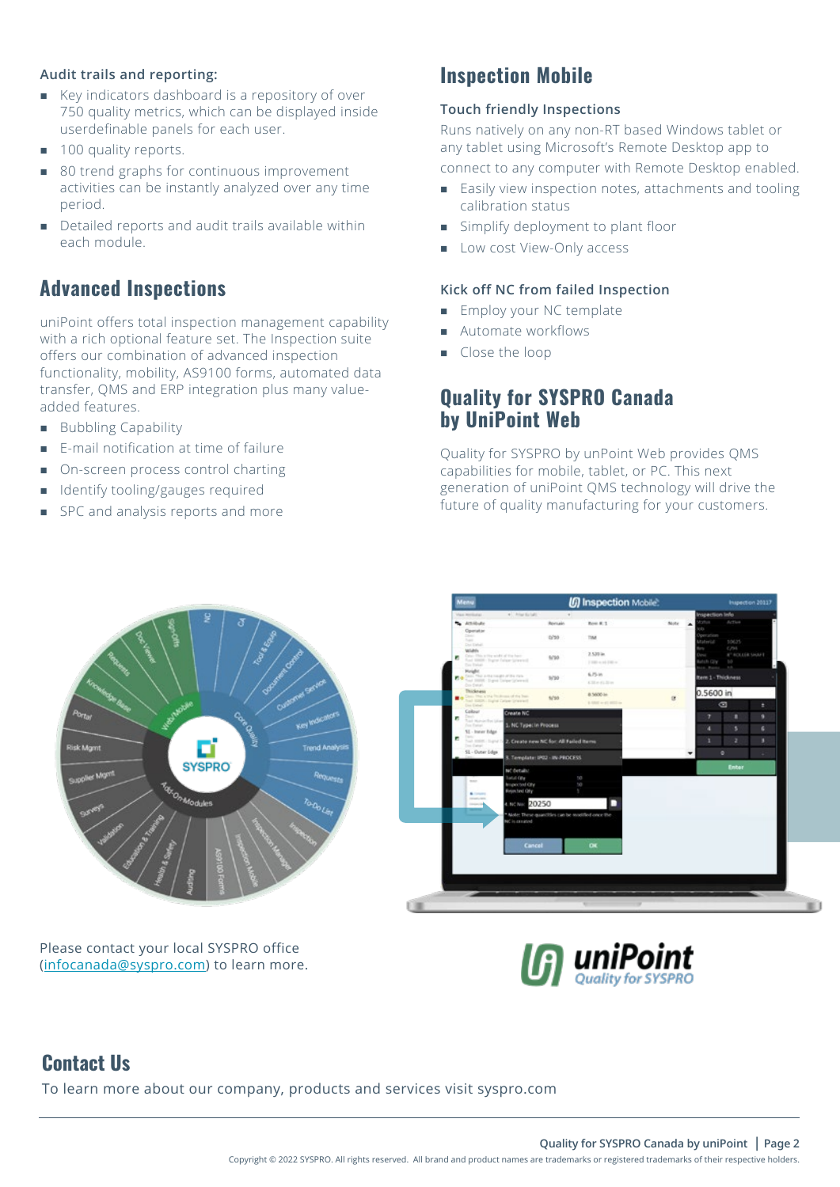### Audit trails and reporting:

- Key indicators dashboard is a repository of over 750 quality metrics, which can be displayed inside userdefinable panels for each user.
- 100 quality reports.
- 80 trend graphs for continuous improvement activities can be instantly analyzed over any time period.
- Detailed reports and audit trails available within each module.

## Advanced Inspections

uniPoint offers total inspection management capability with a rich optional feature set. The Inspection suite offers our combination of advanced inspection functionality, mobility, AS9100 forms, automated data transfer, QMS and ERP integration plus many value-added features.

- Bubbling Capability
- E-mail notification at time of failure
- On-screen process control charting
- Identify tooling/gauges required
- SPC and analysis reports and more

## Inspection Mobile

### Touch friendly Inspections

Runs natively on any non-RT based Windows tablet or any tablet using Microsoft's Remote Desktop app to connect to any computer with Remote Desktop enabled.

- Easily view inspection notes, attachments and tooling calibration status
- Simplify deployment to plant floor
- Low cost View-Only access

### Kick off NC from failed Inspection

- Employ your NC template
- Automate workflows
- Close the loop

## Quality for SYSPRO Canada by UniPoint Web

Quality for SYSPRO by unPoint Web provides QMS capabilities for mobile, tablet, or PC. This next generation of uniPoint QMS technology will drive the future of quality manufacturing for your customers.

Please contact your local SYSPRO office (infocanada@syspro.com) to learn more.

uniPoint
Quality for SYSPRO

## Contact Us

To learn more about our company, products and services visit syspro.com

Copyright © 2022 SYSPRO. All rights reserved. All brand and product names are trademarks or registered trademarks of their respective holders.